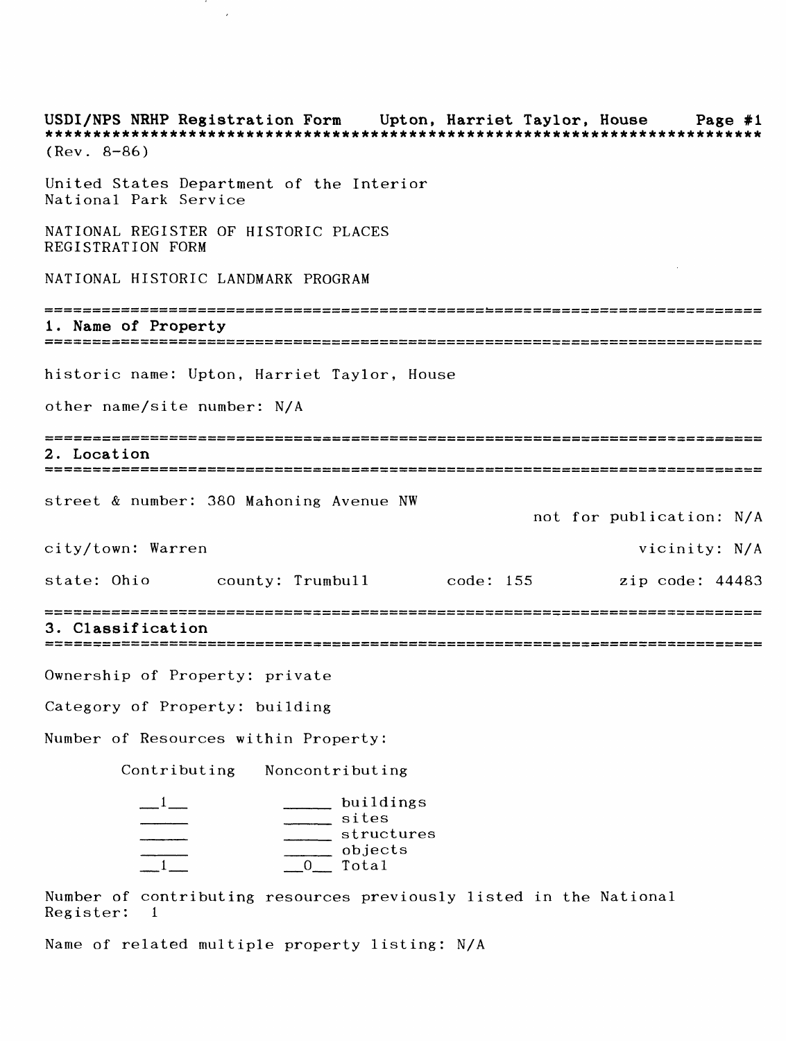(Rev. 8-86)

United States Department of the Interior
National Park Service

NATIONAL REGISTER OF HISTORIC PLACES
REGISTRATION FORM

NATIONAL HISTORIC LANDMARK PROGRAM

## 1. Name of Property

historic name: Upton, Harriet Taylor, House

other name/site number: N/A

## 2. Location

street & number: 380 Mahoning Avenue NW

not for publication: N/A

city/town: Warren

vicinity: N/A

state: Ohio county: Trumbull code: 155 zip code: 44483

## 3. Classification

Ownership of Property: private

Category of Property: building

Number of Resources within Property:

| Contributing | Noncontributing | |
|---|---|---|
| 1 | | buildings |
| | | sites |
| | | structures |
| | | objects |
| 1 | 0 | Total |

Number of contributing resources previously listed in the National Register: 1

Name of related multiple property listing: N/A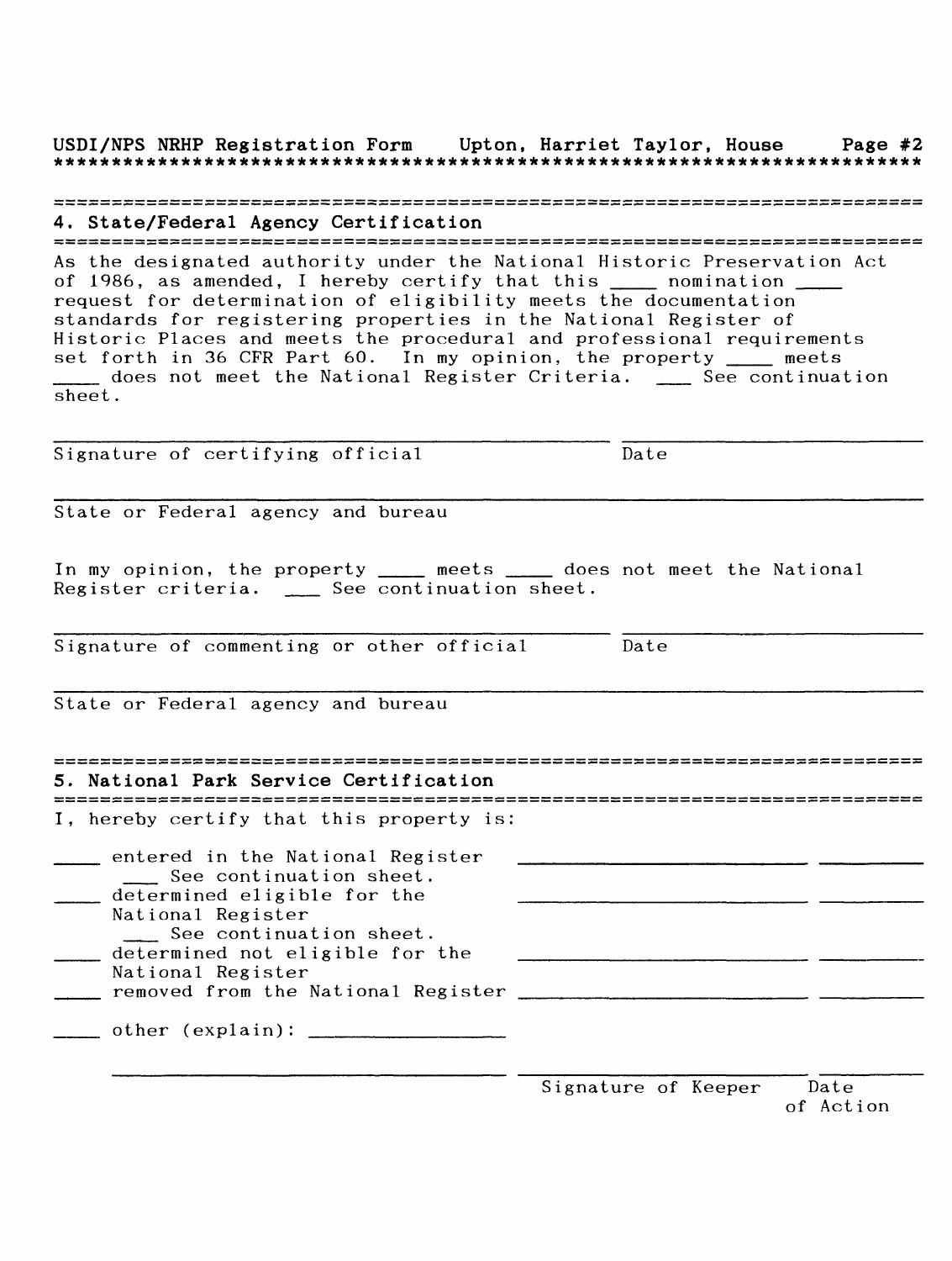## 4. State/Federal Agency Certification

As the designated authority under the National Historic Preservation Act of 1986, as amended, I hereby certify that this ____ nomination ____ request for determination of eligibility meets the documentation standards for registering properties in the National Register of Historic Places and meets the procedural and professional requirements set forth in 36 CFR Part 60. In my opinion, the property ____ meets ____ does not meet the National Register Criteria. ___ See continuation sheet.

Signature of certifying official ____________________ Date ____________

State or Federal agency and bureau ____________________

In my opinion, the property ____ meets ____ does not meet the National Register criteria. ___ See continuation sheet.

Signature of commenting or other official ____________________ Date ____________

State or Federal agency and bureau ____________________

## 5. National Park Service Certification

I, hereby certify that this property is:

____ entered in the National Register ____________________ __________
 ___ See continuation sheet.

____ determined eligible for the National Register ____________________ __________
 ___ See continuation sheet.

____ determined not eligible for the National Register ____________________ __________

____ removed from the National Register ____________________ __________

____ other (explain): ________________

____________________ ____________________ __________
Signature of Keeper Date of Action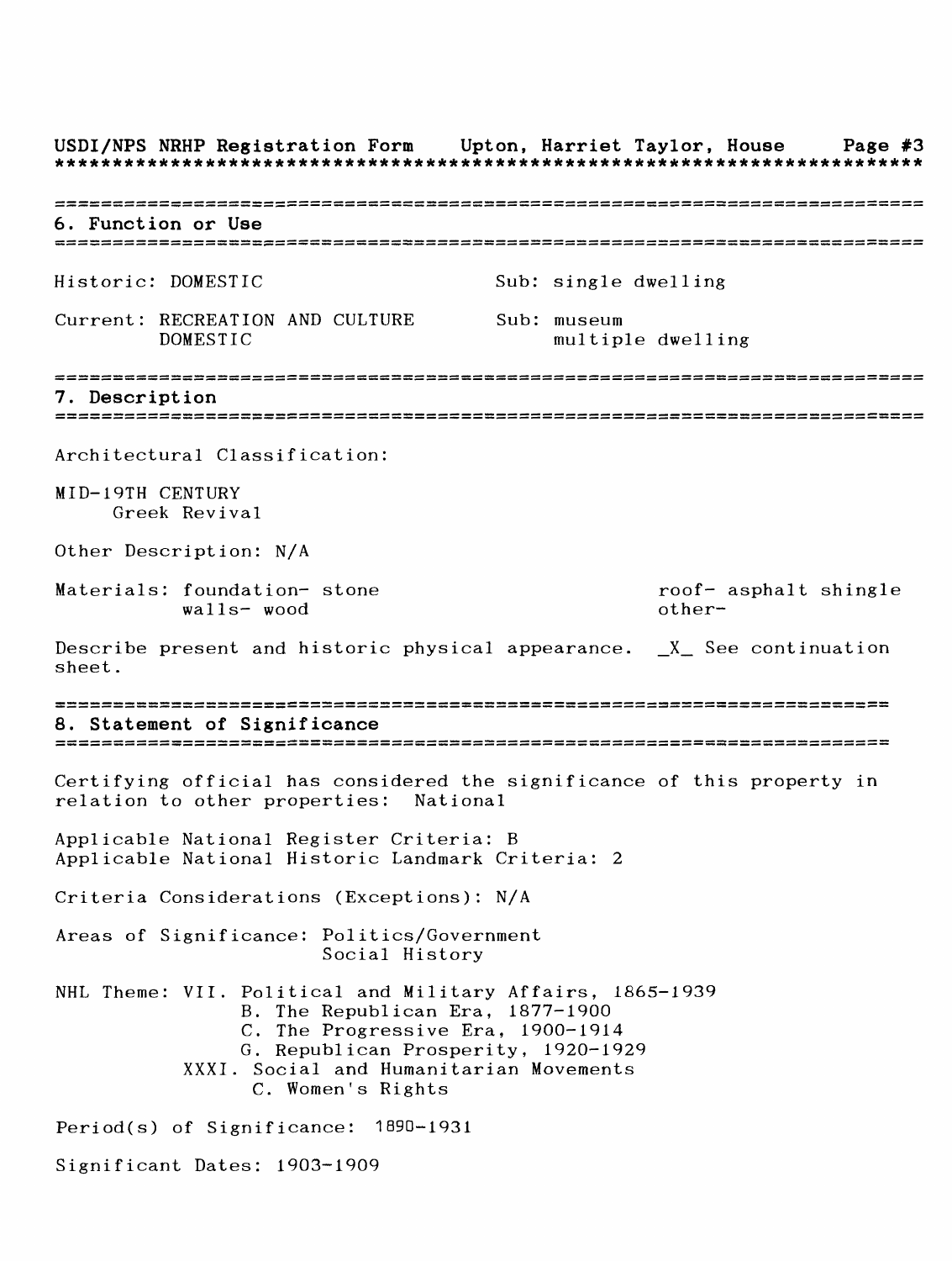## 6. Function or Use

Historic: DOMESTIC — Sub: single dwelling

Current: RECREATION AND CULTURE — Sub: museum
DOMESTIC — multiple dwelling

## 7. Description

Architectural Classification:

MID-19TH CENTURY
Greek Revival

Other Description: N/A

Materials: foundation- stone
walls- wood
roof- asphalt shingle
other-

Describe present and historic physical appearance. _X_ See continuation sheet.

## 8. Statement of Significance

Certifying official has considered the significance of this property in relation to other properties: National

Applicable National Register Criteria: B
Applicable National Historic Landmark Criteria: 2

Criteria Considerations (Exceptions): N/A

Areas of Significance: Politics/Government
Social History

NHL Theme: VII. Political and Military Affairs, 1865-1939
- B. The Republican Era, 1877-1900
- C. The Progressive Era, 1900-1914
- G. Republican Prosperity, 1920-1929

XXXI. Social and Humanitarian Movements
- C. Women's Rights

Period(s) of Significance: 1890-1931

Significant Dates: 1903-1909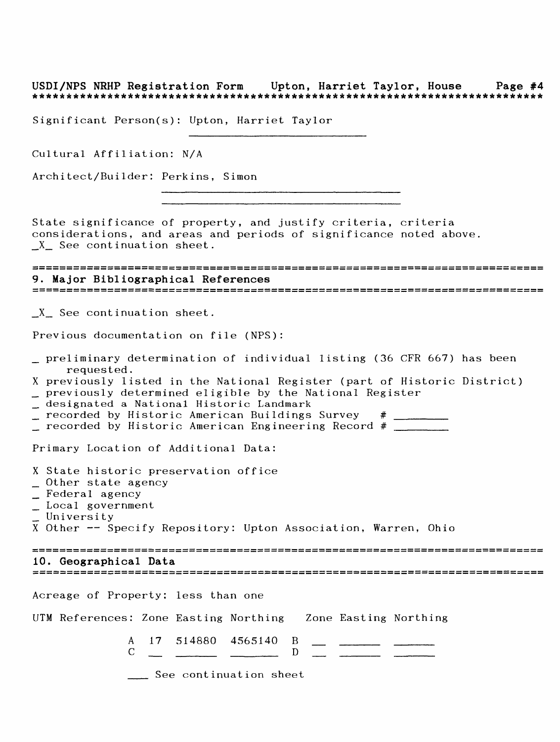Significant Person(s): Upton, Harriet Taylor

Cultural Affiliation: N/A

Architect/Builder: Perkins, Simon

State significance of property, and justify criteria, criteria considerations, and areas and periods of significance noted above.
_X_ See continuation sheet.

## 9. Major Bibliographical References

_X_ See continuation sheet.

Previous documentation on file (NPS):

- _ preliminary determination of individual listing (36 CFR 667) has been requested.
- X previously listed in the National Register (part of Historic District)
- _ previously determined eligible by the National Register
- _ designated a National Historic Landmark
- _ recorded by Historic American Buildings Survey # ________
- _ recorded by Historic American Engineering Record # ________

Primary Location of Additional Data:

- X State historic preservation office
- _ Other state agency
- _ Federal agency
- _ Local government
- _ University
- X Other -- Specify Repository: Upton Association, Warren, Ohio

## 10. Geographical Data

Acreage of Property: less than one

UTM References:

| | Zone | Easting | Northing | | Zone | Easting | Northing |
|---|---|---|---|---|---|---|---|
| A | 17 | 514880 | 4565140 | B | __ | ______ | ______ |
| C | __ | ______ | ______ | D | __ | ______ | ______ |

___ See continuation sheet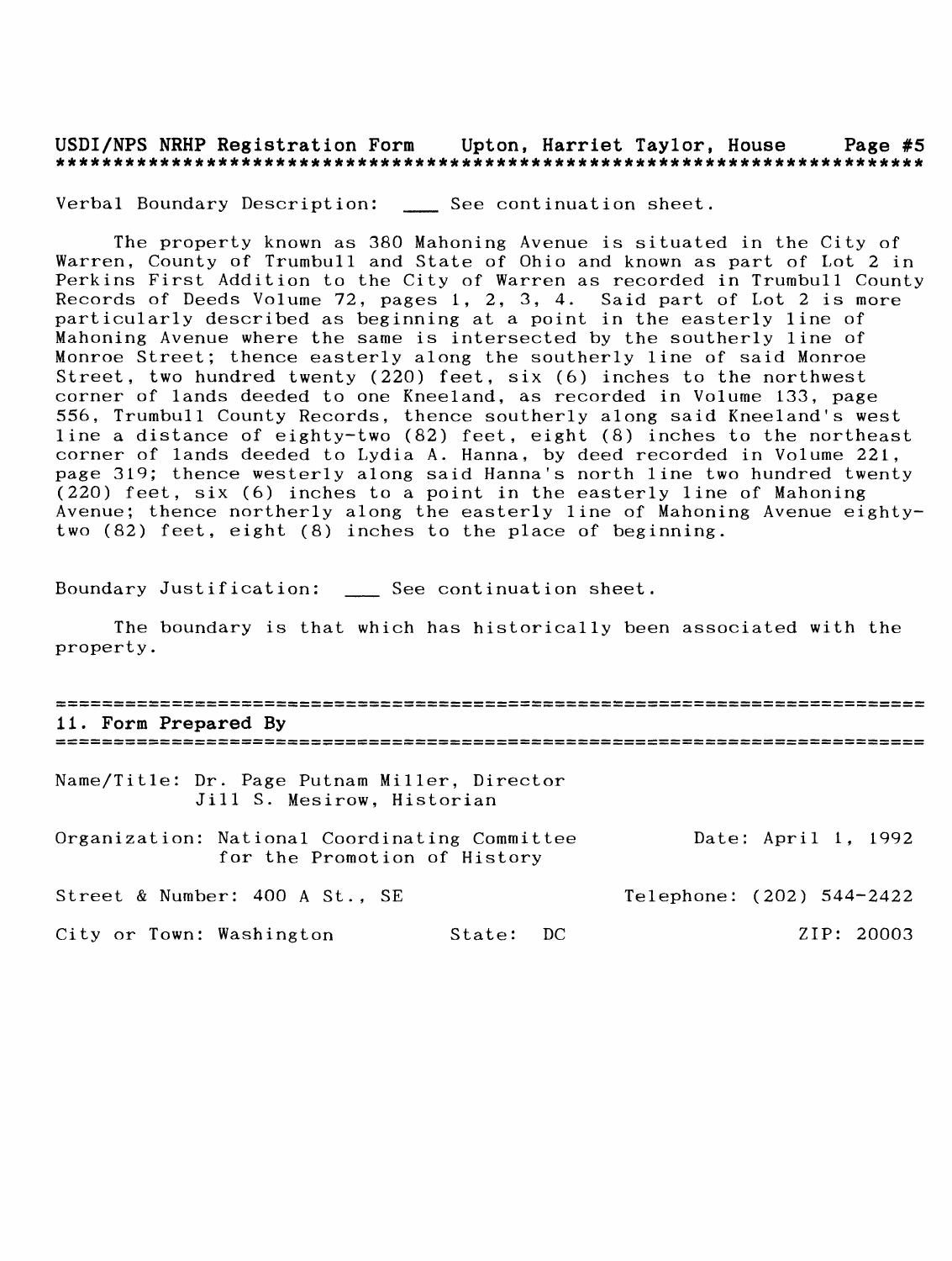Verbal Boundary Description: ___ See continuation sheet.

The property known as 380 Mahoning Avenue is situated in the City of Warren, County of Trumbull and State of Ohio and known as part of Lot 2 in Perkins First Addition to the City of Warren as recorded in Trumbull County Records of Deeds Volume 72, pages 1, 2, 3, 4. Said part of Lot 2 is more particularly described as beginning at a point in the easterly line of Mahoning Avenue where the same is intersected by the southerly line of Monroe Street; thence easterly along the southerly line of said Monroe Street, two hundred twenty (220) feet, six (6) inches to the northwest corner of lands deeded to one Kneeland, as recorded in Volume 133, page 556, Trumbull County Records, thence southerly along said Kneeland's west line a distance of eighty-two (82) feet, eight (8) inches to the northeast corner of lands deeded to Lydia A. Hanna, by deed recorded in Volume 221, page 319; thence westerly along said Hanna's north line two hundred twenty (220) feet, six (6) inches to a point in the easterly line of Mahoning Avenue; thence northerly along the easterly line of Mahoning Avenue eighty-two (82) feet, eight (8) inches to the place of beginning.

Boundary Justification: ___ See continuation sheet.

The boundary is that which has historically been associated with the property.

## 11. Form Prepared By

Name/Title: Dr. Page Putnam Miller, Director
Jill S. Mesirow, Historian

Organization: National Coordinating Committee for the Promotion of History

Date: April 1, 1992

Street & Number: 400 A St., SE

Telephone: (202) 544-2422

City or Town: Washington

State: DC

ZIP: 20003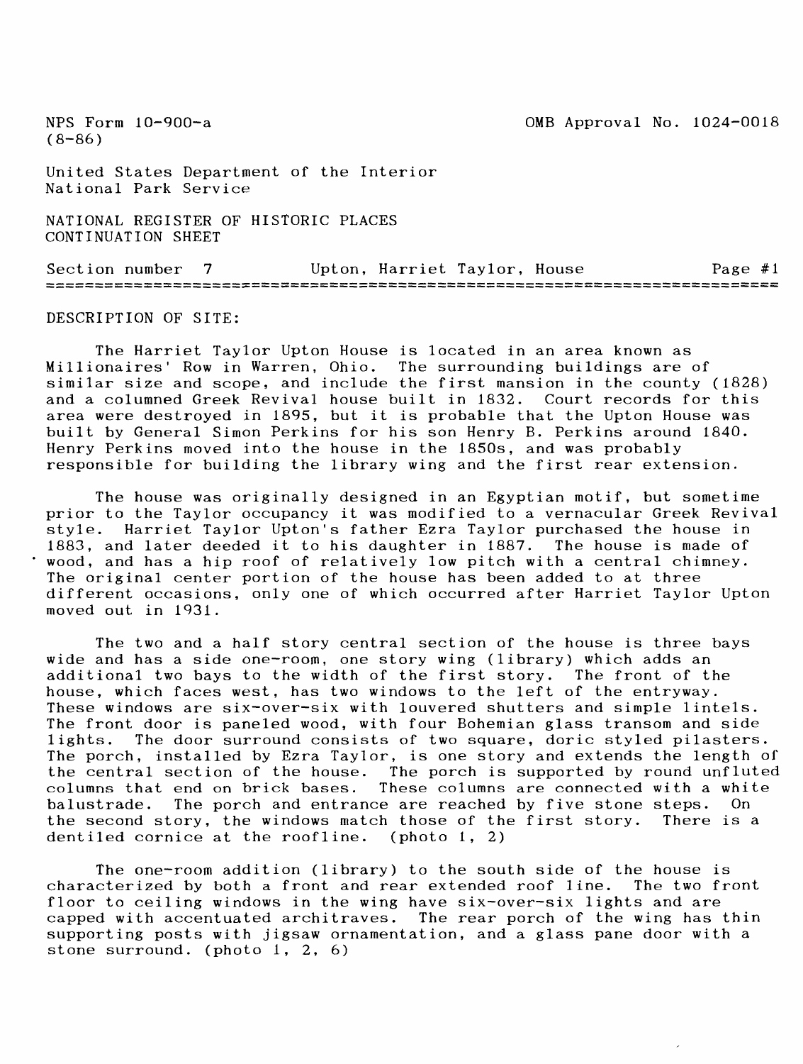NPS Form 10-900-a
(8-86)

OMB Approval No. 1024-0018

United States Department of the Interior
National Park Service

NATIONAL REGISTER OF HISTORIC PLACES
CONTINUATION SHEET

Section number 7 Upton, Harriet Taylor, House Page #1

DESCRIPTION OF SITE:

The Harriet Taylor Upton House is located in an area known as Millionaires' Row in Warren, Ohio. The surrounding buildings are of similar size and scope, and include the first mansion in the county (1828) and a columned Greek Revival house built in 1832. Court records for this area were destroyed in 1895, but it is probable that the Upton House was built by General Simon Perkins for his son Henry B. Perkins around 1840. Henry Perkins moved into the house in the 1850s, and was probably responsible for building the library wing and the first rear extension.

The house was originally designed in an Egyptian motif, but sometime prior to the Taylor occupancy it was modified to a vernacular Greek Revival style. Harriet Taylor Upton's father Ezra Taylor purchased the house in 1883, and later deeded it to his daughter in 1887. The house is made of wood, and has a hip roof of relatively low pitch with a central chimney. The original center portion of the house has been added to at three different occasions, only one of which occurred after Harriet Taylor Upton moved out in 1931.

The two and a half story central section of the house is three bays wide and has a side one-room, one story wing (library) which adds an additional two bays to the width of the first story. The front of the house, which faces west, has two windows to the left of the entryway. These windows are six-over-six with louvered shutters and simple lintels. The front door is paneled wood, with four Bohemian glass transom and side lights. The door surround consists of two square, doric styled pilasters. The porch, installed by Ezra Taylor, is one story and extends the length of the central section of the house. The porch is supported by round unfluted columns that end on brick bases. These columns are connected with a white balustrade. The porch and entrance are reached by five stone steps. On the second story, the windows match those of the first story. There is a dentiled cornice at the roofline. (photo 1, 2)

The one-room addition (library) to the south side of the house is characterized by both a front and rear extended roof line. The two front floor to ceiling windows in the wing have six-over-six lights and are capped with accentuated architraves. The rear porch of the wing has thin supporting posts with jigsaw ornamentation, and a glass pane door with a stone surround. (photo 1, 2, 6)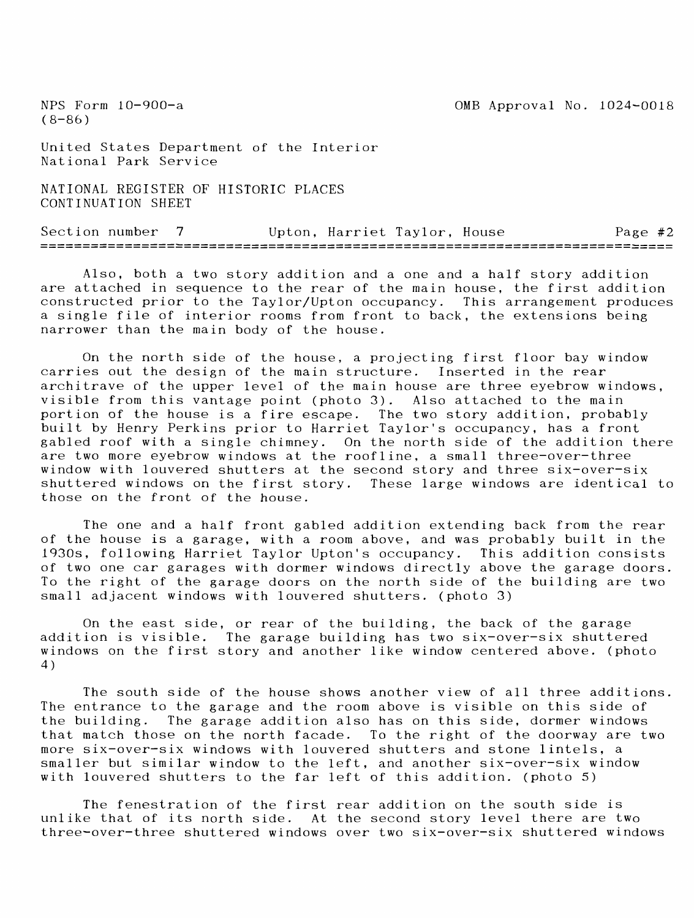NPS Form 10-900-a
(8-86)

OMB Approval No. 1024-0018

United States Department of the Interior
National Park Service

NATIONAL REGISTER OF HISTORIC PLACES
CONTINUATION SHEET

Section number 7 Upton, Harriet Taylor, House Page #2

Also, both a two story addition and a one and a half story addition are attached in sequence to the rear of the main house, the first addition constructed prior to the Taylor/Upton occupancy. This arrangement produces a single file of interior rooms from front to back, the extensions being narrower than the main body of the house.

On the north side of the house, a projecting first floor bay window carries out the design of the main structure. Inserted in the rear architrave of the upper level of the main house are three eyebrow windows, visible from this vantage point (photo 3). Also attached to the main portion of the house is a fire escape. The two story addition, probably built by Henry Perkins prior to Harriet Taylor's occupancy, has a front gabled roof with a single chimney. On the north side of the addition there are two more eyebrow windows at the roofline, a small three-over-three window with louvered shutters at the second story and three six-over-six shuttered windows on the first story. These large windows are identical to those on the front of the house.

The one and a half front gabled addition extending back from the rear of the house is a garage, with a room above, and was probably built in the 1930s, following Harriet Taylor Upton's occupancy. This addition consists of two one car garages with dormer windows directly above the garage doors. To the right of the garage doors on the north side of the building are two small adjacent windows with louvered shutters. (photo 3)

On the east side, or rear of the building, the back of the garage addition is visible. The garage building has two six-over-six shuttered windows on the first story and another like window centered above. (photo 4)

The south side of the house shows another view of all three additions. The entrance to the garage and the room above is visible on this side of the building. The garage addition also has on this side, dormer windows that match those on the north facade. To the right of the doorway are two more six-over-six windows with louvered shutters and stone lintels, a smaller but similar window to the left, and another six-over-six window with louvered shutters to the far left of this addition. (photo 5)

The fenestration of the first rear addition on the south side is unlike that of its north side. At the second story level there are two three-over-three shuttered windows over two six-over-six shuttered windows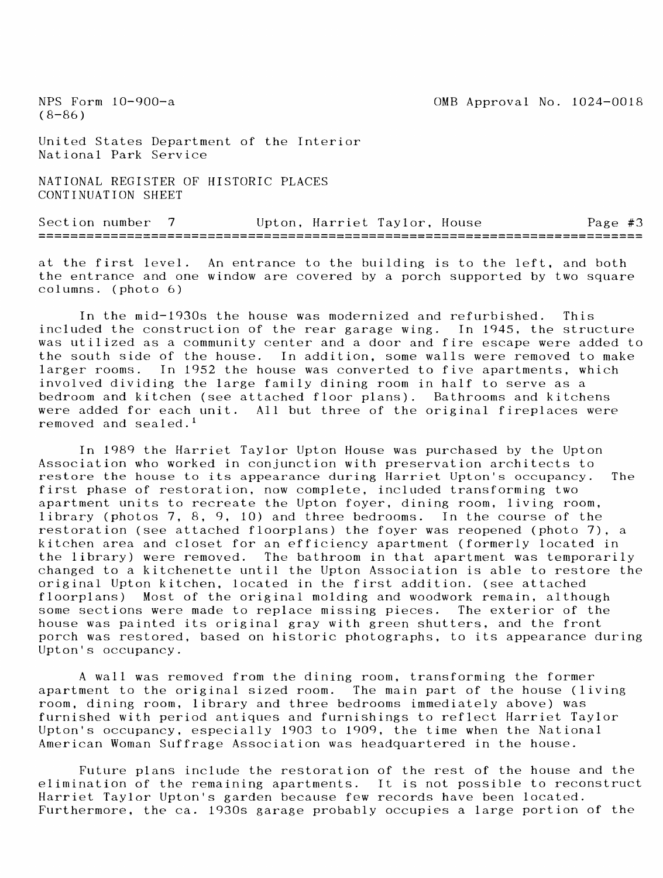at the first level. An entrance to the building is to the left, and both the entrance and one window are covered by a porch supported by two square columns. (photo 6)

In the mid-1930s the house was modernized and refurbished. This included the construction of the rear garage wing. In 1945, the structure was utilized as a community center and a door and fire escape were added to the south side of the house. In addition, some walls were removed to make larger rooms. In 1952 the house was converted to five apartments, which involved dividing the large family dining room in half to serve as a bedroom and kitchen (see attached floor plans). Bathrooms and kitchens were added for each unit. All but three of the original fireplaces were removed and sealed.[1]

In 1989 the Harriet Taylor Upton House was purchased by the Upton Association who worked in conjunction with preservation architects to restore the house to its appearance during Harriet Upton's occupancy. The first phase of restoration, now complete, included transforming two apartment units to recreate the Upton foyer, dining room, living room, library (photos 7, 8, 9, 10) and three bedrooms. In the course of the restoration (see attached floorplans) the foyer was reopened (photo 7), a kitchen area and closet for an efficiency apartment (formerly located in the library) were removed. The bathroom in that apartment was temporarily changed to a kitchenette until the Upton Association is able to restore the original Upton kitchen, located in the first addition. (see attached floorplans) Most of the original molding and woodwork remain, although some sections were made to replace missing pieces. The exterior of the house was painted its original gray with green shutters, and the front porch was restored, based on historic photographs, to its appearance during Upton's occupancy.

A wall was removed from the dining room, transforming the former apartment to the original sized room. The main part of the house (living room, dining room, library and three bedrooms immediately above) was furnished with period antiques and furnishings to reflect Harriet Taylor Upton's occupancy, especially 1903 to 1909, the time when the National American Woman Suffrage Association was headquartered in the house.

Future plans include the restoration of the rest of the house and the elimination of the remaining apartments. It is not possible to reconstruct Harriet Taylor Upton's garden because few records have been located. Furthermore, the ca. 1930s garage probably occupies a large portion of the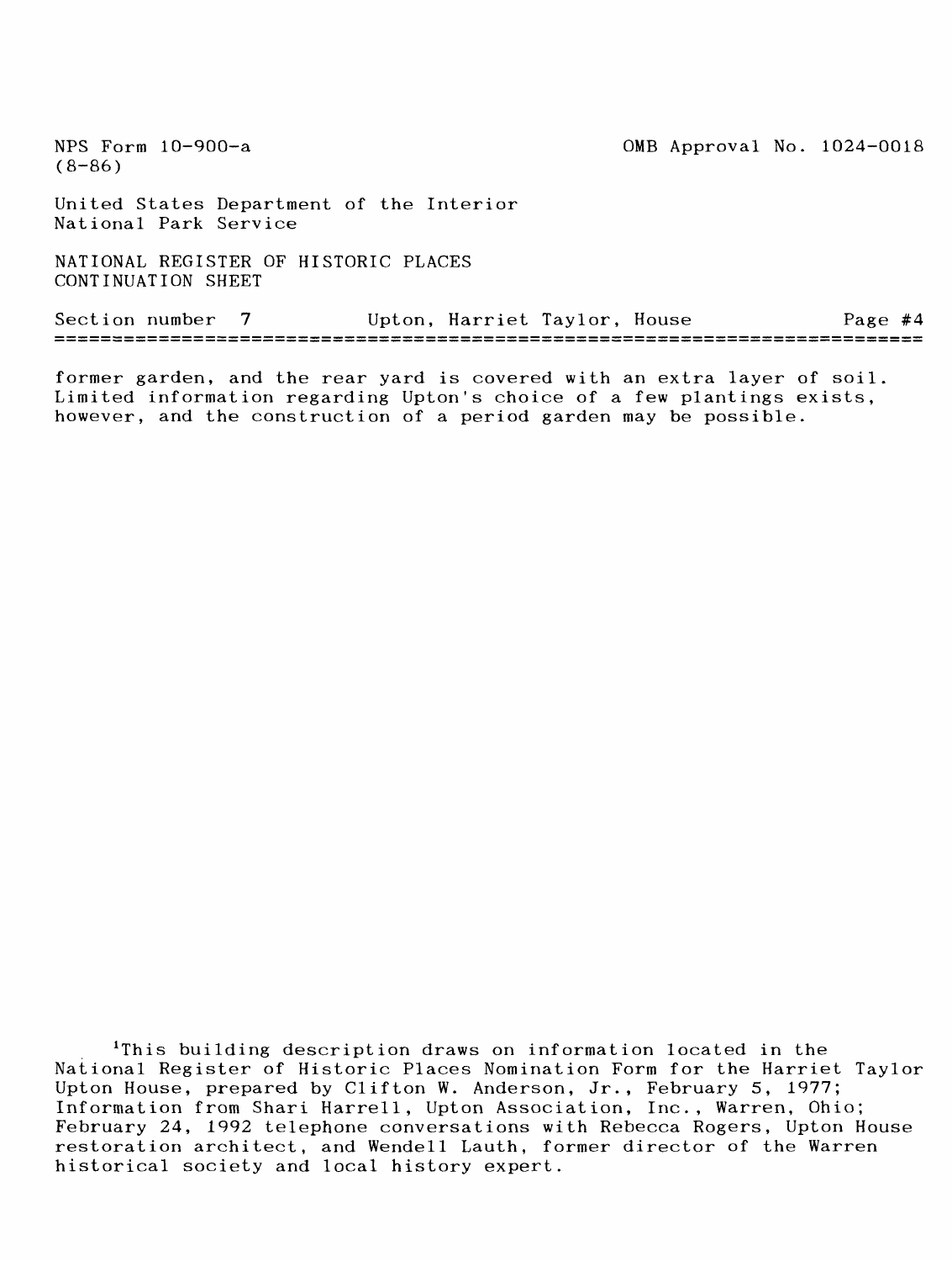former garden, and the rear yard is covered with an extra layer of soil. Limited information regarding Upton's choice of a few plantings exists, however, and the construction of a period garden may be possible.

[1]This building description draws on information located in the National Register of Historic Places Nomination Form for the Harriet Taylor Upton House, prepared by Clifton W. Anderson, Jr., February 5, 1977; Information from Shari Harrell, Upton Association, Inc., Warren, Ohio; February 24, 1992 telephone conversations with Rebecca Rogers, Upton House restoration architect, and Wendell Lauth, former director of the Warren historical society and local history expert.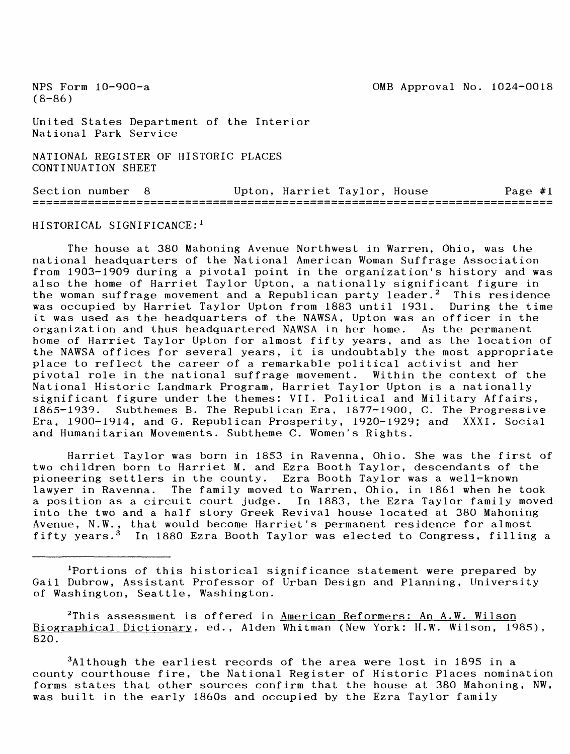NPS Form 10-900-a (8-86)

OMB Approval No. 1024-0018

United States Department of the Interior
National Park Service

NATIONAL REGISTER OF HISTORIC PLACES
CONTINUATION SHEET

Section number 8 — Upton, Harriet Taylor, House — Page #1

HISTORICAL SIGNIFICANCE:[1]

The house at 380 Mahoning Avenue Northwest in Warren, Ohio, was the national headquarters of the National American Woman Suffrage Association from 1903-1909 during a pivotal point in the organization's history and was also the home of Harriet Taylor Upton, a nationally significant figure in the woman suffrage movement and a Republican party leader.[2] This residence was occupied by Harriet Taylor Upton from 1883 until 1931. During the time it was used as the headquarters of the NAWSA, Upton was an officer in the organization and thus headquartered NAWSA in her home. As the permanent home of Harriet Taylor Upton for almost fifty years, and as the location of the NAWSA offices for several years, it is undoubtably the most appropriate place to reflect the career of a remarkable political activist and her pivotal role in the national suffrage movement. Within the context of the National Historic Landmark Program, Harriet Taylor Upton is a nationally significant figure under the themes: VII. Political and Military Affairs, 1865-1939. Subthemes B. The Republican Era, 1877-1900, C. The Progressive Era, 1900-1914, and G. Republican Prosperity, 1920-1929; and XXXI. Social and Humanitarian Movements. Subtheme C. Women's Rights.

Harriet Taylor was born in 1853 in Ravenna, Ohio. She was the first of two children born to Harriet M. and Ezra Booth Taylor, descendants of the pioneering settlers in the county. Ezra Booth Taylor was a well-known lawyer in Ravenna. The family moved to Warren, Ohio, in 1861 when he took a position as a circuit court judge. In 1883, the Ezra Taylor family moved into the two and a half story Greek Revival house located at 380 Mahoning Avenue, N.W., that would become Harriet's permanent residence for almost fifty years.[3] In 1880 Ezra Booth Taylor was elected to Congress, filling a

---

[1]Portions of this historical significance statement were prepared by Gail Dubrow, Assistant Professor of Urban Design and Planning, University of Washington, Seattle, Washington.

[2]This assessment is offered in American Reformers: An A.W. Wilson Biographical Dictionary, ed., Alden Whitman (New York: H.W. Wilson, 1985), 820.

[3]Although the earliest records of the area were lost in 1895 in a county courthouse fire, the National Register of Historic Places nomination forms states that other sources confirm that the house at 380 Mahoning, NW, was built in the early 1860s and occupied by the Ezra Taylor family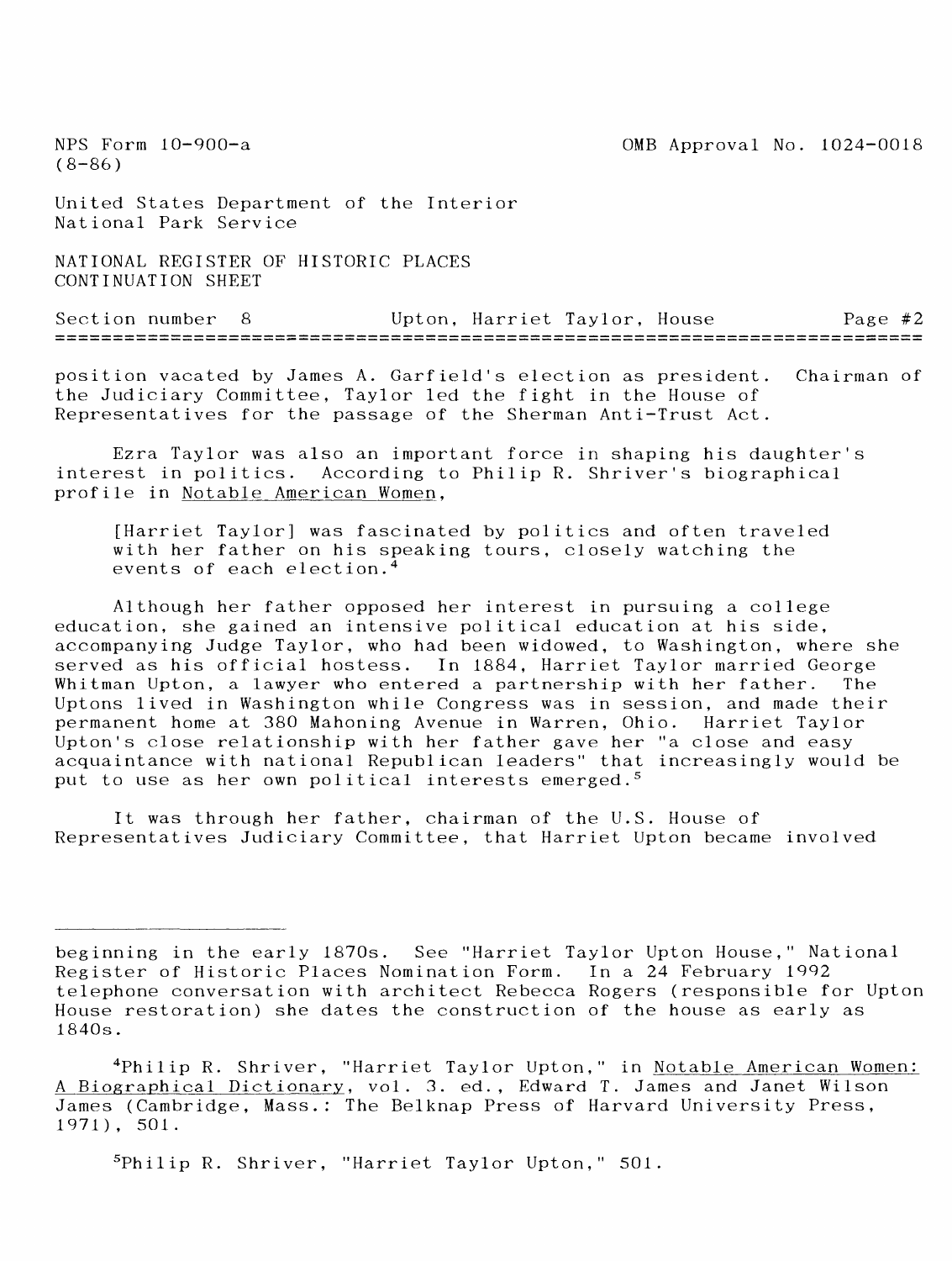position vacated by James A. Garfield's election as president. Chairman of the Judiciary Committee, Taylor led the fight in the House of Representatives for the passage of the Sherman Anti-Trust Act.

Ezra Taylor was also an important force in shaping his daughter's interest in politics. According to Philip R. Shriver's biographical profile in Notable American Women,

> [Harriet Taylor] was fascinated by politics and often traveled with her father on his speaking tours, closely watching the events of each election.[4]

Although her father opposed her interest in pursuing a college education, she gained an intensive political education at his side, accompanying Judge Taylor, who had been widowed, to Washington, where she served as his official hostess. In 1884, Harriet Taylor married George Whitman Upton, a lawyer who entered a partnership with her father. The Uptons lived in Washington while Congress was in session, and made their permanent home at 380 Mahoning Avenue in Warren, Ohio. Harriet Taylor Upton's close relationship with her father gave her "a close and easy acquaintance with national Republican leaders" that increasingly would be put to use as her own political interests emerged.[5]

It was through her father, chairman of the U.S. House of Representatives Judiciary Committee, that Harriet Upton became involved

---

beginning in the early 1870s. See "Harriet Taylor Upton House," National Register of Historic Places Nomination Form. In a 24 February 1992 telephone conversation with architect Rebecca Rogers (responsible for Upton House restoration) she dates the construction of the house as early as 1840s.

[4] Philip R. Shriver, "Harriet Taylor Upton," in Notable American Women: A Biographical Dictionary, vol. 3. ed., Edward T. James and Janet Wilson James (Cambridge, Mass.: The Belknap Press of Harvard University Press, 1971), 501.

[5] Philip R. Shriver, "Harriet Taylor Upton," 501.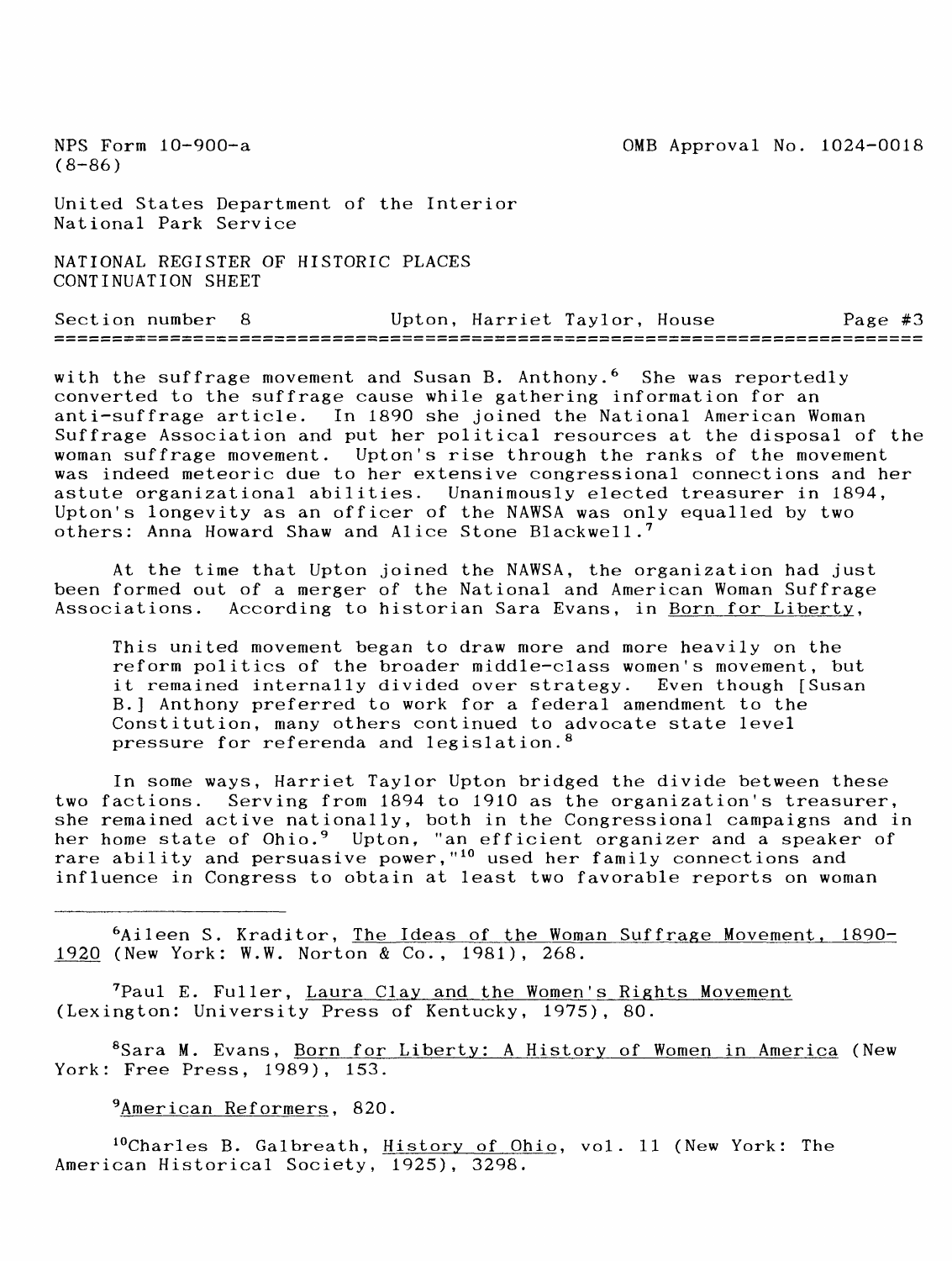with the suffrage movement and Susan B. Anthony.[6] She was reportedly converted to the suffrage cause while gathering information for an anti-suffrage article. In 1890 she joined the National American Woman Suffrage Association and put her political resources at the disposal of the woman suffrage movement. Upton's rise through the ranks of the movement was indeed meteoric due to her extensive congressional connections and her astute organizational abilities. Unanimously elected treasurer in 1894, Upton's longevity as an officer of the NAWSA was only equalled by two others: Anna Howard Shaw and Alice Stone Blackwell.[7]

At the time that Upton joined the NAWSA, the organization had just been formed out of a merger of the National and American Woman Suffrage Associations. According to historian Sara Evans, in Born for Liberty,

> This united movement began to draw more and more heavily on the reform politics of the broader middle-class women's movement, but it remained internally divided over strategy. Even though [Susan B.] Anthony preferred to work for a federal amendment to the Constitution, many others continued to advocate state level pressure for referenda and legislation.[8]

In some ways, Harriet Taylor Upton bridged the divide between these two factions. Serving from 1894 to 1910 as the organization's treasurer, she remained active nationally, both in the Congressional campaigns and in her home state of Ohio.[9] Upton, "an efficient organizer and a speaker of rare ability and persuasive power,"[10] used her family connections and influence in Congress to obtain at least two favorable reports on woman

---

[6] Aileen S. Kraditor, The Ideas of the Woman Suffrage Movement, 1890-1920 (New York: W.W. Norton & Co., 1981), 268.

[7] Paul E. Fuller, Laura Clay and the Women's Rights Movement (Lexington: University Press of Kentucky, 1975), 80.

[8] Sara M. Evans, Born for Liberty: A History of Women in America (New York: Free Press, 1989), 153.

[9] American Reformers, 820.

[10] Charles B. Galbreath, History of Ohio, vol. 11 (New York: The American Historical Society, 1925), 3298.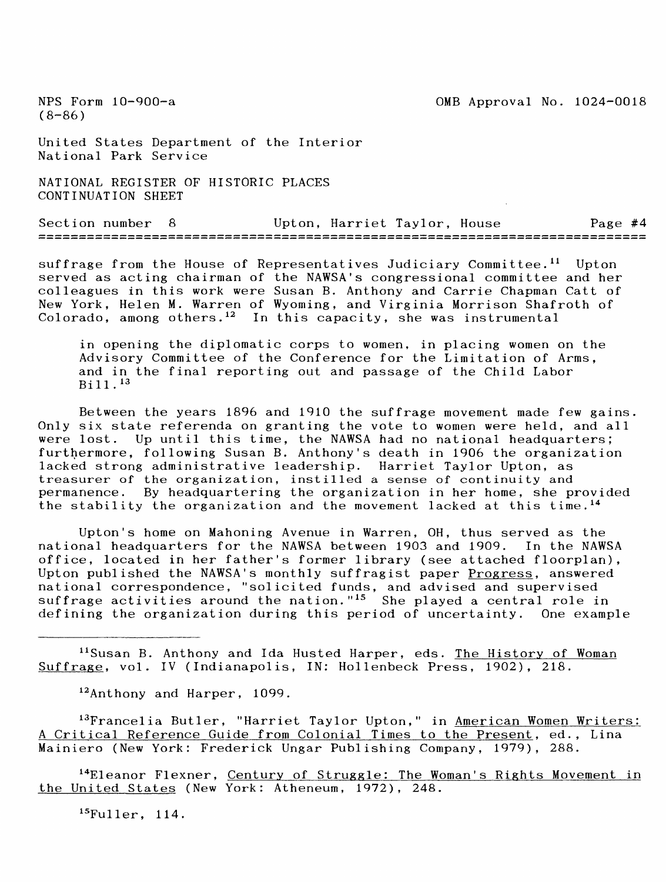suffrage from the House of Representatives Judiciary Committee.[11] Upton served as acting chairman of the NAWSA's congressional committee and her colleagues in this work were Susan B. Anthony and Carrie Chapman Catt of New York, Helen M. Warren of Wyoming, and Virginia Morrison Shafroth of Colorado, among others.[12] In this capacity, she was instrumental

> in opening the diplomatic corps to women, in placing women on the Advisory Committee of the Conference for the Limitation of Arms, and in the final reporting out and passage of the Child Labor Bill.[13]

Between the years 1896 and 1910 the suffrage movement made few gains. Only six state referenda on granting the vote to women were held, and all were lost. Up until this time, the NAWSA had no national headquarters; furthermore, following Susan B. Anthony's death in 1906 the organization lacked strong administrative leadership. Harriet Taylor Upton, as treasurer of the organization, instilled a sense of continuity and permanence. By headquartering the organization in her home, she provided the stability the organization and the movement lacked at this time.[14]

Upton's home on Mahoning Avenue in Warren, OH, thus served as the national headquarters for the NAWSA between 1903 and 1909. In the NAWSA office, located in her father's former library (see attached floorplan), Upton published the NAWSA's monthly suffragist paper <u>Progress</u>, answered national correspondence, "solicited funds, and advised and supervised suffrage activities around the nation."[15] She played a central role in defining the organization during this period of uncertainty. One example

---

[11] Susan B. Anthony and Ida Husted Harper, eds. <u>The History of Woman Suffrage</u>, vol. IV (Indianapolis, IN: Hollenbeck Press, 1902), 218.

[12] Anthony and Harper, 1099.

[13] Francelia Butler, "Harriet Taylor Upton," in <u>American Women Writers: A Critical Reference Guide from Colonial Times to the Present</u>, ed., Lina Mainiero (New York: Frederick Ungar Publishing Company, 1979), 288.

[14] Eleanor Flexner, <u>Century of Struggle: The Woman's Rights Movement in the United States</u> (New York: Atheneum, 1972), 248.

[15] Fuller, 114.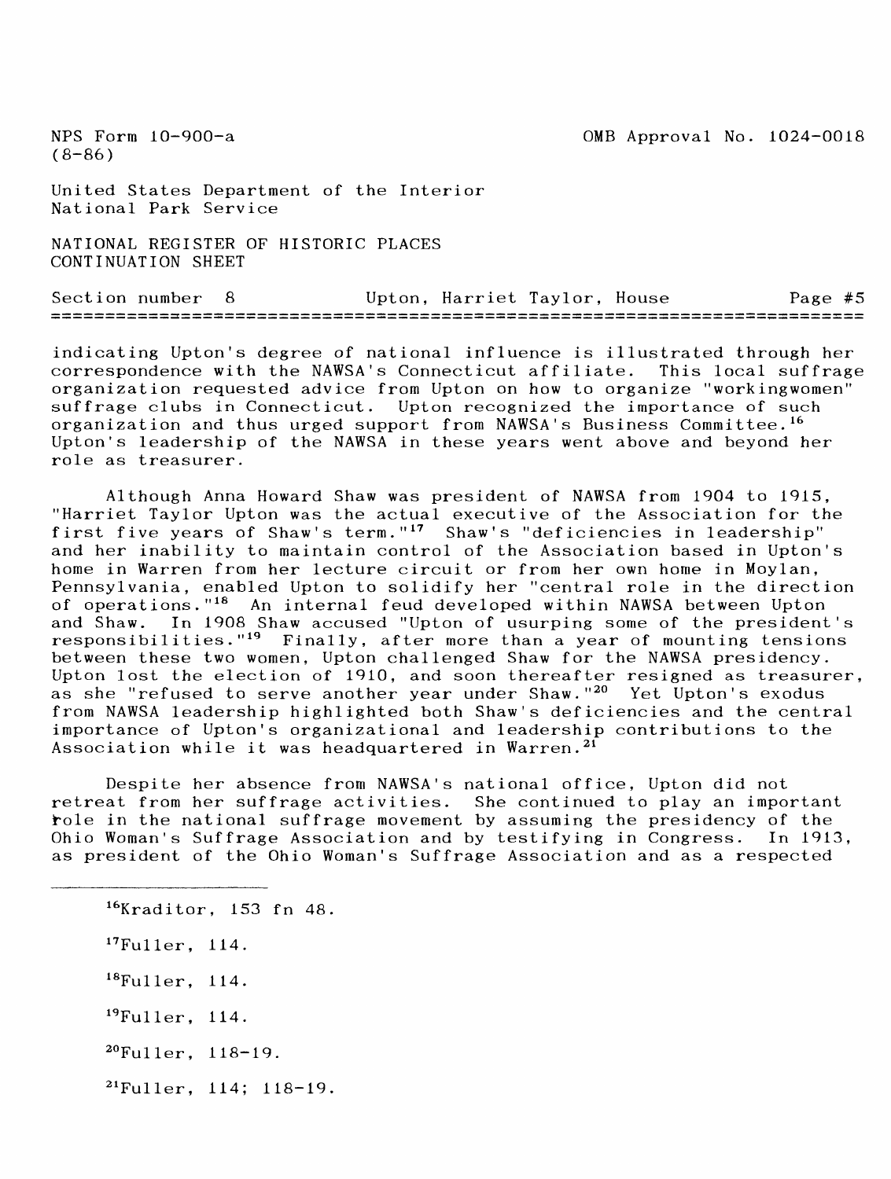indicating Upton's degree of national influence is illustrated through her correspondence with the NAWSA's Connecticut affiliate. This local suffrage organization requested advice from Upton on how to organize "workingwomen" suffrage clubs in Connecticut. Upton recognized the importance of such organization and thus urged support from NAWSA's Business Committee.[16] Upton's leadership of the NAWSA in these years went above and beyond her role as treasurer.

Although Anna Howard Shaw was president of NAWSA from 1904 to 1915, "Harriet Taylor Upton was the actual executive of the Association for the first five years of Shaw's term."[17] Shaw's "deficiencies in leadership" and her inability to maintain control of the Association based in Upton's home in Warren from her lecture circuit or from her own home in Moylan, Pennsylvania, enabled Upton to solidify her "central role in the direction of operations."[18] An internal feud developed within NAWSA between Upton and Shaw. In 1908 Shaw accused "Upton of usurping some of the president's responsibilities."[19] Finally, after more than a year of mounting tensions between these two women, Upton challenged Shaw for the NAWSA presidency. Upton lost the election of 1910, and soon thereafter resigned as treasurer, as she "refused to serve another year under Shaw."[20] Yet Upton's exodus from NAWSA leadership highlighted both Shaw's deficiencies and the central importance of Upton's organizational and leadership contributions to the Association while it was headquartered in Warren.[21]

Despite her absence from NAWSA's national office, Upton did not retreat from her suffrage activities. She continued to play an important role in the national suffrage movement by assuming the presidency of the Ohio Woman's Suffrage Association and by testifying in Congress. In 1913, as president of the Ohio Woman's Suffrage Association and as a respected

---

[16]Kraditor, 153 fn 48.

[17]Fuller, 114.

[18]Fuller, 114.

[19]Fuller, 114.

[20]Fuller, 118-19.

[21]Fuller, 114; 118-19.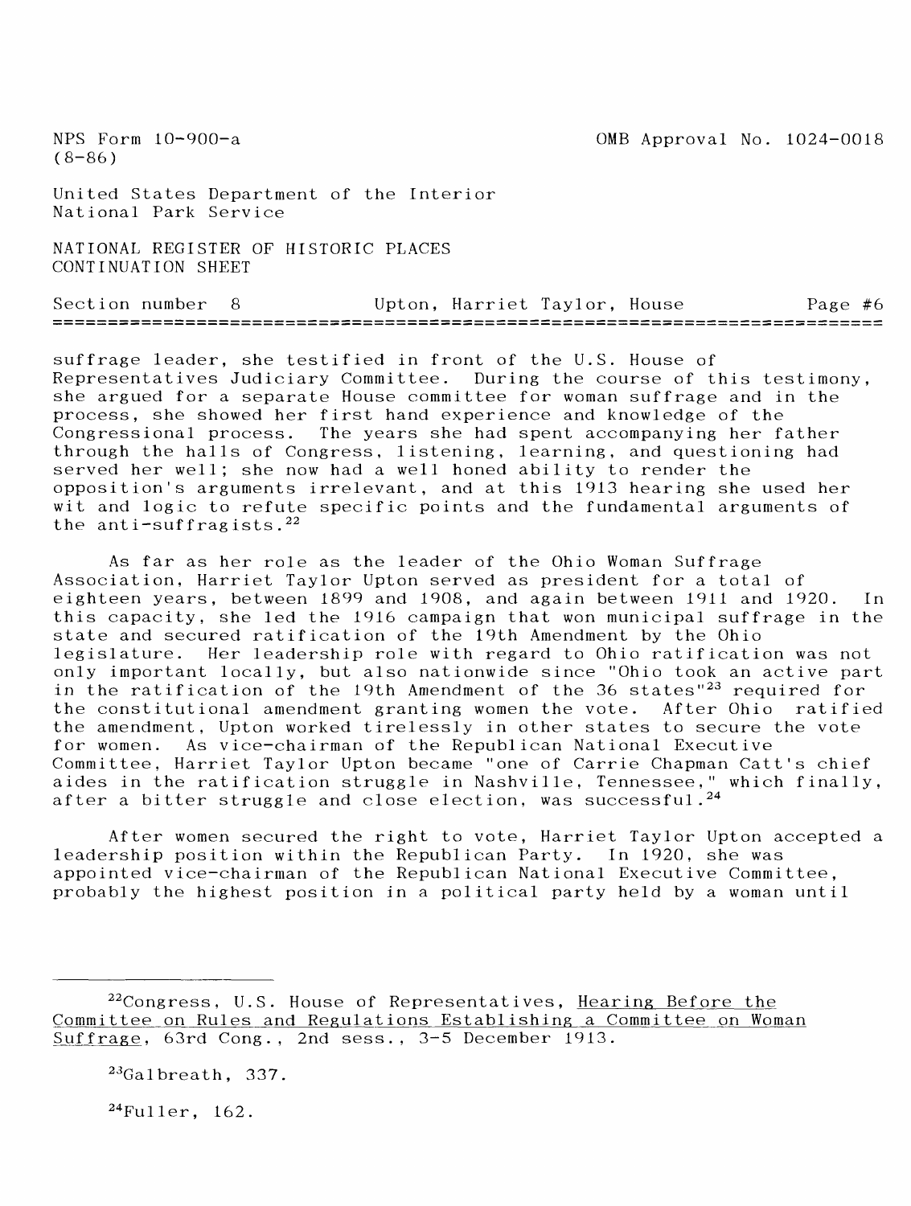suffrage leader, she testified in front of the U.S. House of Representatives Judiciary Committee. During the course of this testimony, she argued for a separate House committee for woman suffrage and in the process, she showed her first hand experience and knowledge of the Congressional process. The years she had spent accompanying her father through the halls of Congress, listening, learning, and questioning had served her well; she now had a well honed ability to render the opposition's arguments irrelevant, and at this 1913 hearing she used her wit and logic to refute specific points and the fundamental arguments of the anti-suffragists.[22]

As far as her role as the leader of the Ohio Woman Suffrage Association, Harriet Taylor Upton served as president for a total of eighteen years, between 1899 and 1908, and again between 1911 and 1920. In this capacity, she led the 1916 campaign that won municipal suffrage in the state and secured ratification of the 19th Amendment by the Ohio legislature. Her leadership role with regard to Ohio ratification was not only important locally, but also nationwide since "Ohio took an active part in the ratification of the 19th Amendment of the 36 states"[23] required for the constitutional amendment granting women the vote. After Ohio ratified the amendment, Upton worked tirelessly in other states to secure the vote for women. As vice-chairman of the Republican National Executive Committee, Harriet Taylor Upton became "one of Carrie Chapman Catt's chief aides in the ratification struggle in Nashville, Tennessee," which finally, after a bitter struggle and close election, was successful.[24]

After women secured the right to vote, Harriet Taylor Upton accepted a leadership position within the Republican Party. In 1920, she was appointed vice-chairman of the Republican National Executive Committee, probably the highest position in a political party held by a woman until

---

[22]Congress, U.S. House of Representatives, Hearing Before the Committee on Rules and Regulations Establishing a Committee on Woman Suffrage, 63rd Cong., 2nd sess., 3-5 December 1913.

[23]Galbreath, 337.

[24]Fuller, 162.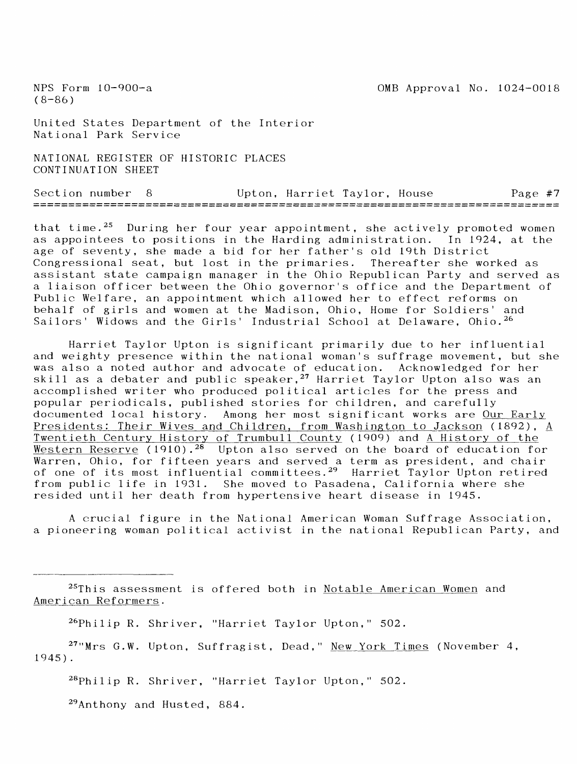that time.[25] During her four year appointment, she actively promoted women as appointees to positions in the Harding administration. In 1924, at the age of seventy, she made a bid for her father's old 19th District Congressional seat, but lost in the primaries. Thereafter she worked as assistant state campaign manager in the Ohio Republican Party and served as a liaison officer between the Ohio governor's office and the Department of Public Welfare, an appointment which allowed her to effect reforms on behalf of girls and women at the Madison, Ohio, Home for Soldiers' and Sailors' Widows and the Girls' Industrial School at Delaware, Ohio.[26]

Harriet Taylor Upton is significant primarily due to her influential and weighty presence within the national woman's suffrage movement, but she was also a noted author and advocate of education. Acknowledged for her skill as a debater and public speaker,[27] Harriet Taylor Upton also was an accomplished writer who produced political articles for the press and popular periodicals, published stories for children, and carefully documented local history. Among her most significant works are Our Early Presidents: Their Wives and Children, from Washington to Jackson (1892), A Twentieth Century History of Trumbull County (1909) and A History of the Western Reserve (1910).[28] Upton also served on the board of education for Warren, Ohio, for fifteen years and served a term as president, and chair of one of its most influential committees.[29] Harriet Taylor Upton retired from public life in 1931. She moved to Pasadena, California where she resided until her death from hypertensive heart disease in 1945.

A crucial figure in the National American Woman Suffrage Association, a pioneering woman political activist in the national Republican Party, and

---

[25]This assessment is offered both in Notable American Women and American Reformers.

[26]Philip R. Shriver, "Harriet Taylor Upton," 502.

[27]"Mrs G.W. Upton, Suffragist, Dead," New York Times (November 4, 1945).

[28]Philip R. Shriver, "Harriet Taylor Upton," 502.

[29]Anthony and Husted, 884.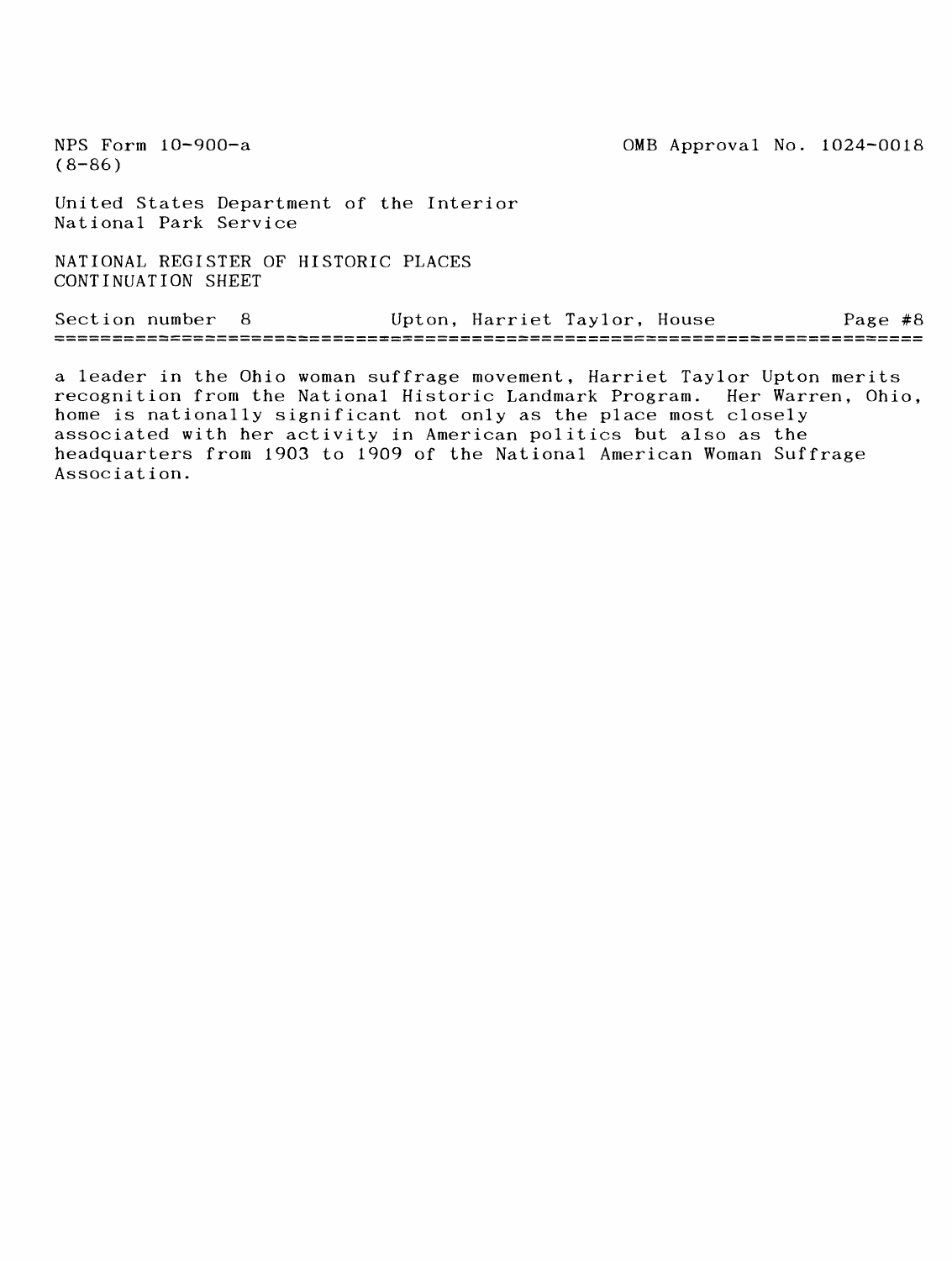a leader in the Ohio woman suffrage movement, Harriet Taylor Upton merits recognition from the National Historic Landmark Program. Her Warren, Ohio, home is nationally significant not only as the place most closely associated with her activity in American politics but also as the headquarters from 1903 to 1909 of the National American Woman Suffrage Association.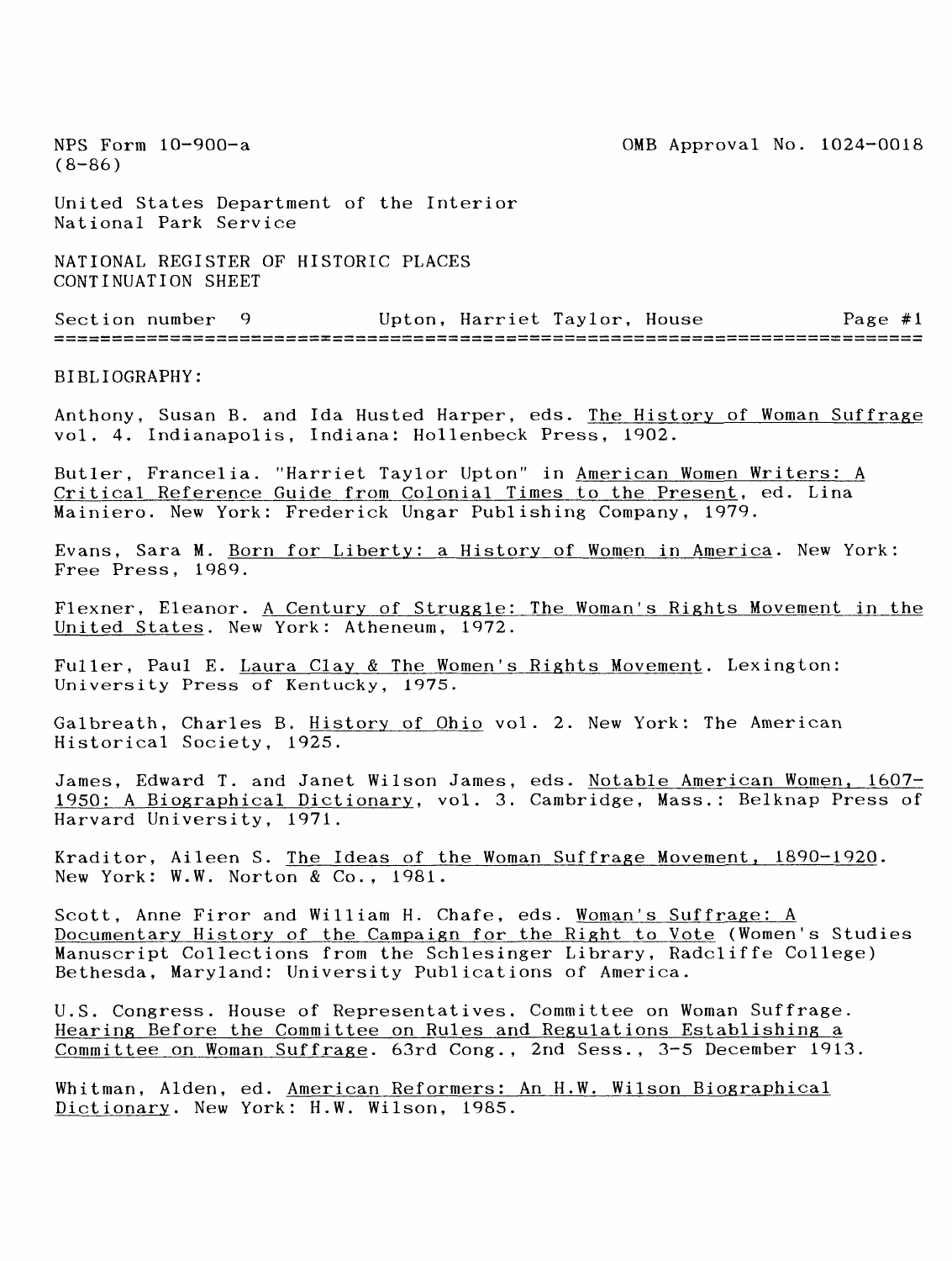NPS Form 10-900-a (8-86)

OMB Approval No. 1024-0018

United States Department of the Interior
National Park Service

NATIONAL REGISTER OF HISTORIC PLACES
CONTINUATION SHEET

Section number 9 Upton, Harriet Taylor, House Page #1

BIBLIOGRAPHY:

Anthony, Susan B. and Ida Husted Harper, eds. The History of Woman Suffrage vol. 4. Indianapolis, Indiana: Hollenbeck Press, 1902.

Butler, Francelia. "Harriet Taylor Upton" in American Women Writers: A Critical Reference Guide from Colonial Times to the Present, ed. Lina Mainiero. New York: Frederick Ungar Publishing Company, 1979.

Evans, Sara M. Born for Liberty: a History of Women in America. New York: Free Press, 1989.

Flexner, Eleanor. A Century of Struggle: The Woman's Rights Movement in the United States. New York: Atheneum, 1972.

Fuller, Paul E. Laura Clay & The Women's Rights Movement. Lexington: University Press of Kentucky, 1975.

Galbreath, Charles B. History of Ohio vol. 2. New York: The American Historical Society, 1925.

James, Edward T. and Janet Wilson James, eds. Notable American Women, 1607-1950: A Biographical Dictionary, vol. 3. Cambridge, Mass.: Belknap Press of Harvard University, 1971.

Kraditor, Aileen S. The Ideas of the Woman Suffrage Movement, 1890-1920. New York: W.W. Norton & Co., 1981.

Scott, Anne Firor and William H. Chafe, eds. Woman's Suffrage: A Documentary History of the Campaign for the Right to Vote (Women's Studies Manuscript Collections from the Schlesinger Library, Radcliffe College) Bethesda, Maryland: University Publications of America.

U.S. Congress. House of Representatives. Committee on Woman Suffrage. Hearing Before the Committee on Rules and Regulations Establishing a Committee on Woman Suffrage. 63rd Cong., 2nd Sess., 3-5 December 1913.

Whitman, Alden, ed. American Reformers: An H.W. Wilson Biographical Dictionary. New York: H.W. Wilson, 1985.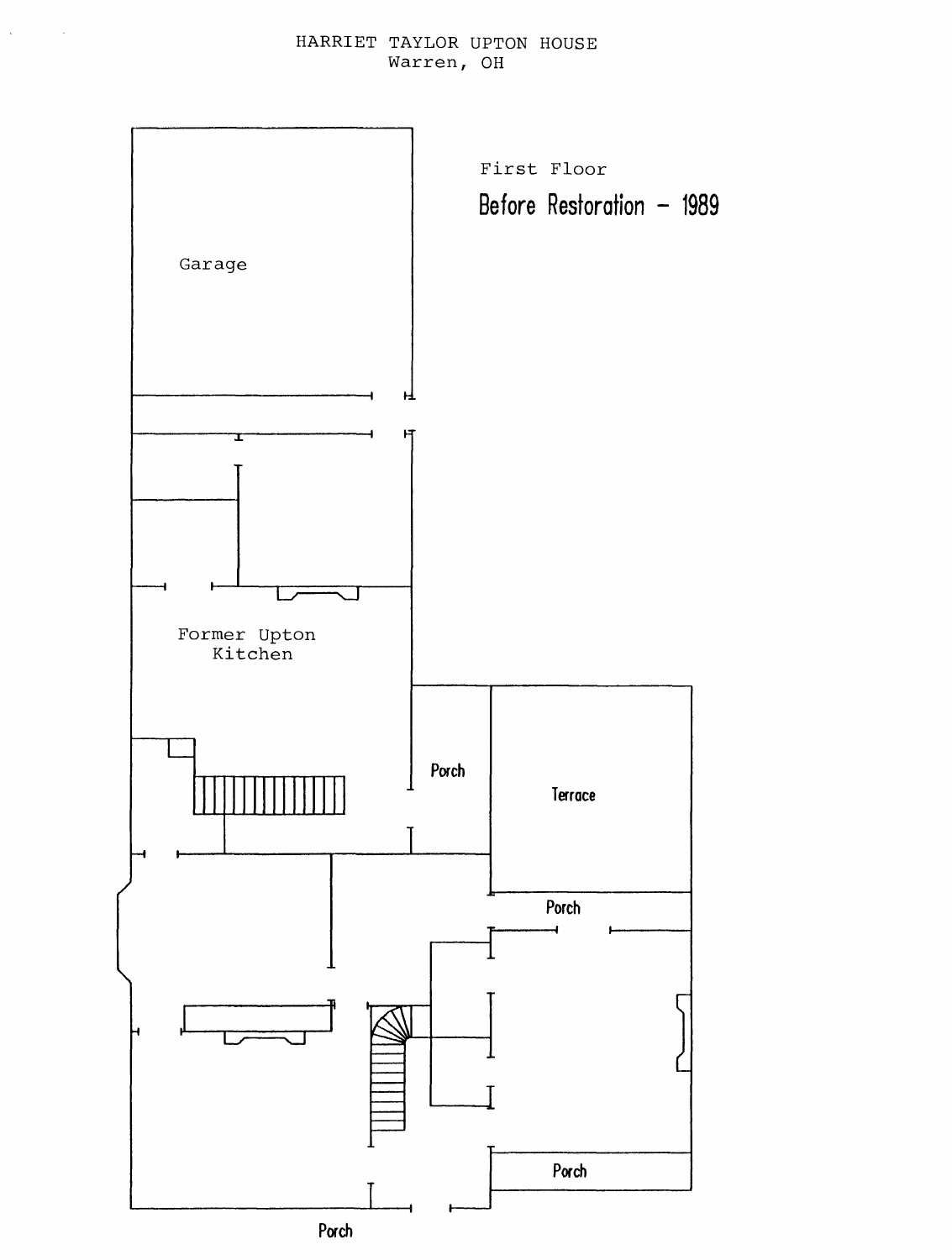HARRIET TAYLOR UPTON HOUSE
Warren, OH

First Floor

Before Restoration - 1989

Garage

Former Upton Kitchen

Porch

Terrace

Porch

Porch

Porch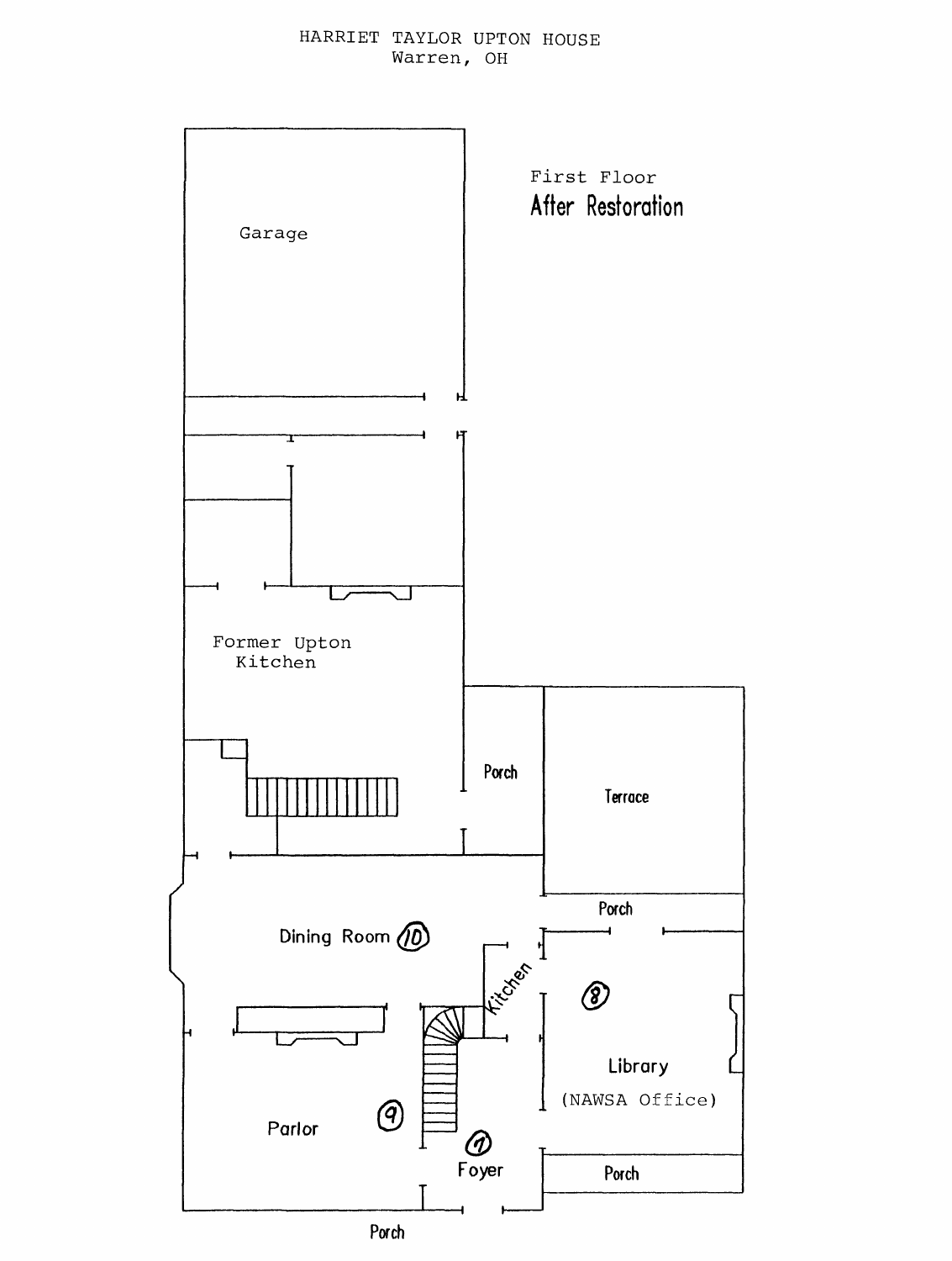HARRIET TAYLOR UPTON HOUSE
Warren, OH

First Floor
After Restoration

Garage

Former Upton Kitchen

Porch

Terrace

Porch

Dining Room (10)

Kitchen

(8)

Library
(NAWSA Office)

Parlor

(9)

(7)
Foyer

Porch

Porch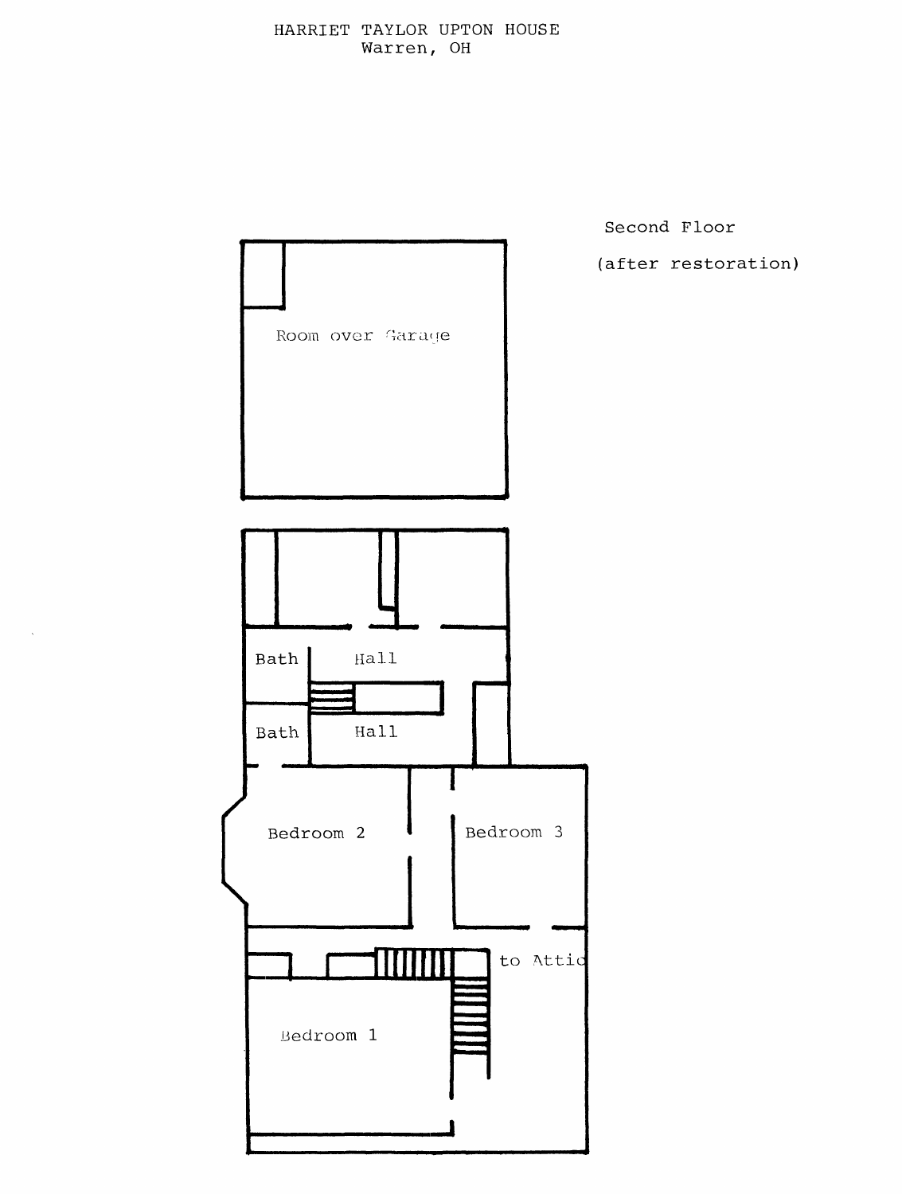HARRIET TAYLOR UPTON HOUSE
Warren, OH

Second Floor

(after restoration)

Room over Garage

Bath

Hall

Bath

Hall

Bedroom 2

Bedroom 3

to Attic

Bedroom 1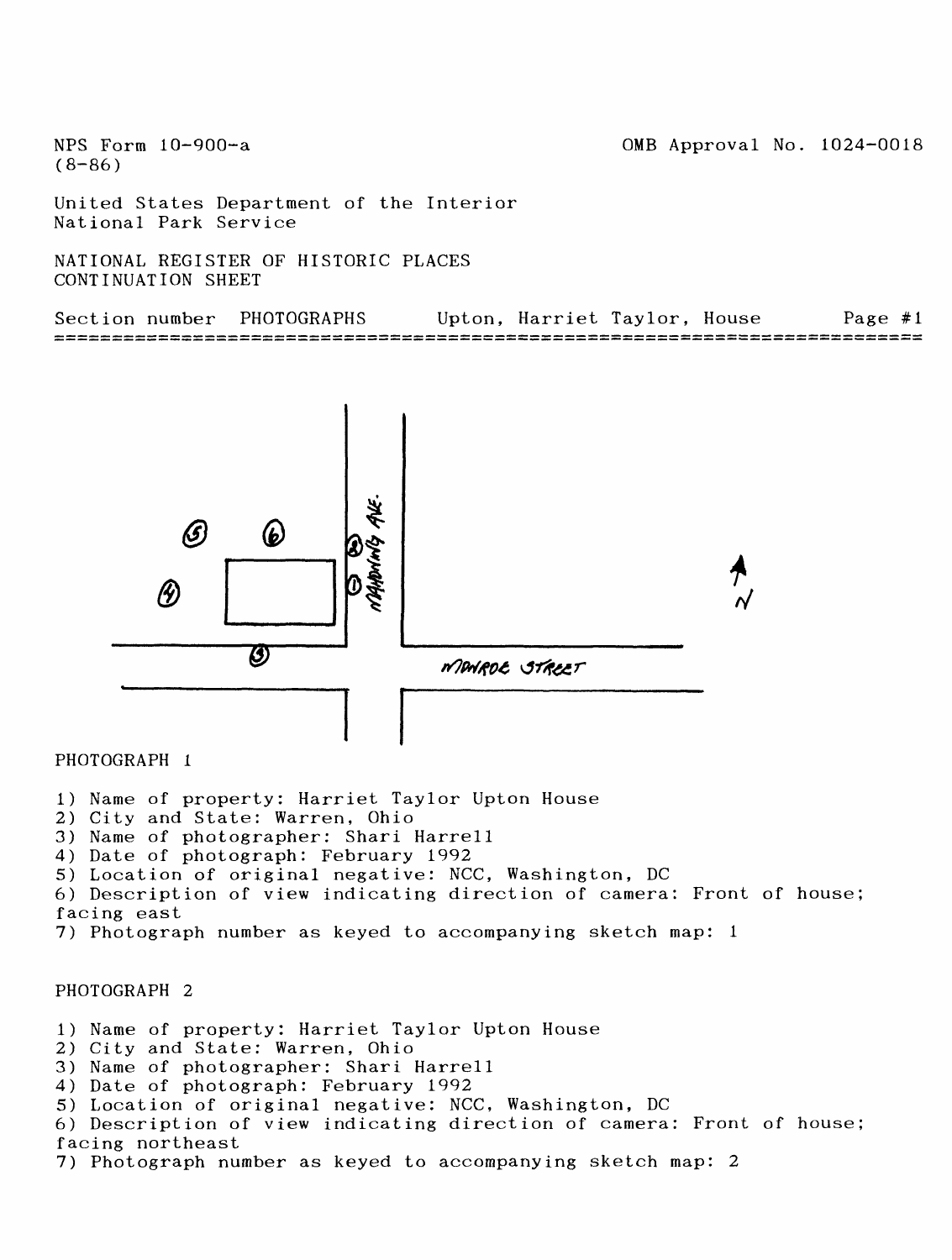NPS Form 10-900-a
(8-86)

OMB Approval No. 1024-0018

United States Department of the Interior
National Park Service

NATIONAL REGISTER OF HISTORIC PLACES
CONTINUATION SHEET

Section number PHOTOGRAPHS    Upton, Harriet Taylor, House    Page #1

MAHONING AVE.

MONROE STREET

N

PHOTOGRAPH 1

1) Name of property: Harriet Taylor Upton House
2) City and State: Warren, Ohio
3) Name of photographer: Shari Harrell
4) Date of photograph: February 1992
5) Location of original negative: NCC, Washington, DC
6) Description of view indicating direction of camera: Front of house; facing east
7) Photograph number as keyed to accompanying sketch map: 1

PHOTOGRAPH 2

1) Name of property: Harriet Taylor Upton House
2) City and State: Warren, Ohio
3) Name of photographer: Shari Harrell
4) Date of photograph: February 1992
5) Location of original negative: NCC, Washington, DC
6) Description of view indicating direction of camera: Front of house; facing northeast
7) Photograph number as keyed to accompanying sketch map: 2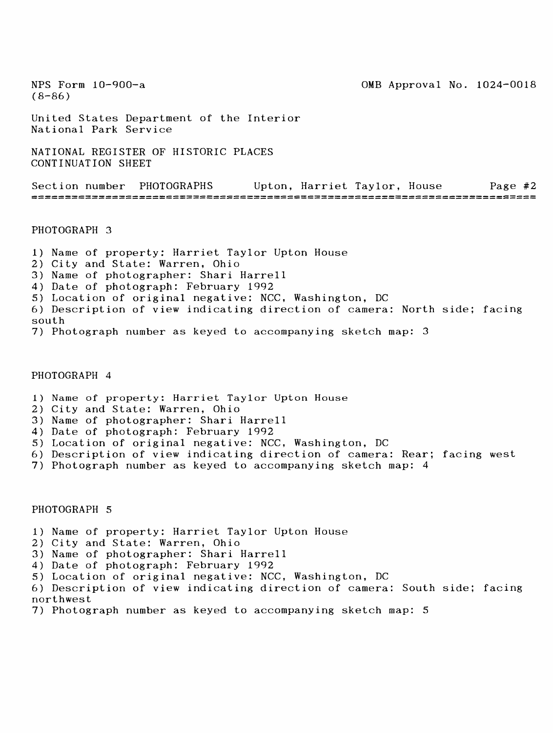NPS Form 10-900-a
(8-86)

OMB Approval No. 1024-0018

United States Department of the Interior
National Park Service

NATIONAL REGISTER OF HISTORIC PLACES
CONTINUATION SHEET

Section number PHOTOGRAPHS Upton, Harriet Taylor, House Page #2

PHOTOGRAPH 3

1) Name of property: Harriet Taylor Upton House
2) City and State: Warren, Ohio
3) Name of photographer: Shari Harrell
4) Date of photograph: February 1992
5) Location of original negative: NCC, Washington, DC
6) Description of view indicating direction of camera: North side; facing south
7) Photograph number as keyed to accompanying sketch map: 3

PHOTOGRAPH 4

1) Name of property: Harriet Taylor Upton House
2) City and State: Warren, Ohio
3) Name of photographer: Shari Harrell
4) Date of photograph: February 1992
5) Location of original negative: NCC, Washington, DC
6) Description of view indicating direction of camera: Rear; facing west
7) Photograph number as keyed to accompanying sketch map: 4

PHOTOGRAPH 5

1) Name of property: Harriet Taylor Upton House
2) City and State: Warren, Ohio
3) Name of photographer: Shari Harrell
4) Date of photograph: February 1992
5) Location of original negative: NCC, Washington, DC
6) Description of view indicating direction of camera: South side; facing northwest
7) Photograph number as keyed to accompanying sketch map: 5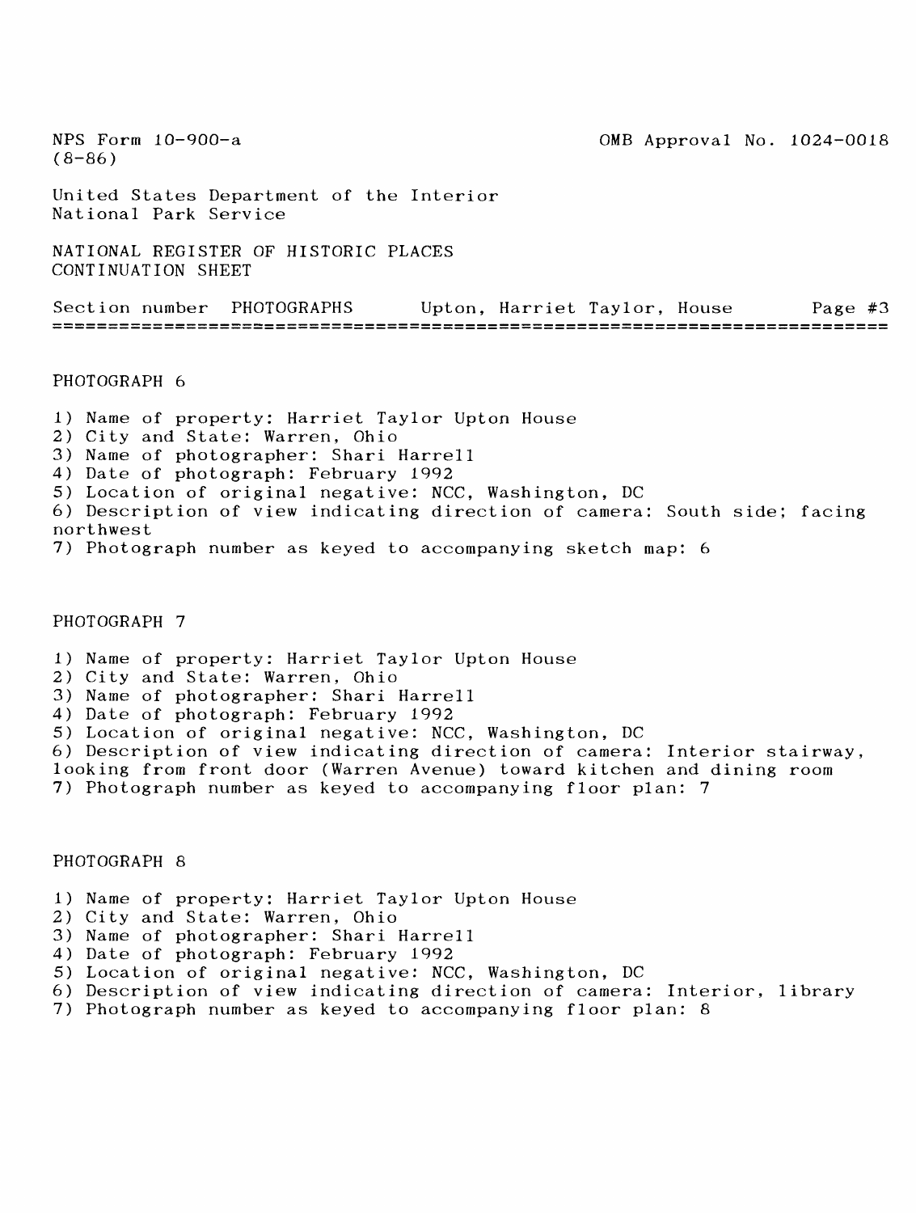NPS Form 10-900-a
(8-86)

OMB Approval No. 1024-0018

United States Department of the Interior
National Park Service

NATIONAL REGISTER OF HISTORIC PLACES
CONTINUATION SHEET

Section number PHOTOGRAPHS    Upton, Harriet Taylor, House    Page #3

PHOTOGRAPH 6

1) Name of property: Harriet Taylor Upton House
2) City and State: Warren, Ohio
3) Name of photographer: Shari Harrell
4) Date of photograph: February 1992
5) Location of original negative: NCC, Washington, DC
6) Description of view indicating direction of camera: South side; facing northwest
7) Photograph number as keyed to accompanying sketch map: 6

PHOTOGRAPH 7

1) Name of property: Harriet Taylor Upton House
2) City and State: Warren, Ohio
3) Name of photographer: Shari Harrell
4) Date of photograph: February 1992
5) Location of original negative: NCC, Washington, DC
6) Description of view indicating direction of camera: Interior stairway, looking from front door (Warren Avenue) toward kitchen and dining room
7) Photograph number as keyed to accompanying floor plan: 7

PHOTOGRAPH 8

1) Name of property: Harriet Taylor Upton House
2) City and State: Warren, Ohio
3) Name of photographer: Shari Harrell
4) Date of photograph: February 1992
5) Location of original negative: NCC, Washington, DC
6) Description of view indicating direction of camera: Interior, library
7) Photograph number as keyed to accompanying floor plan: 8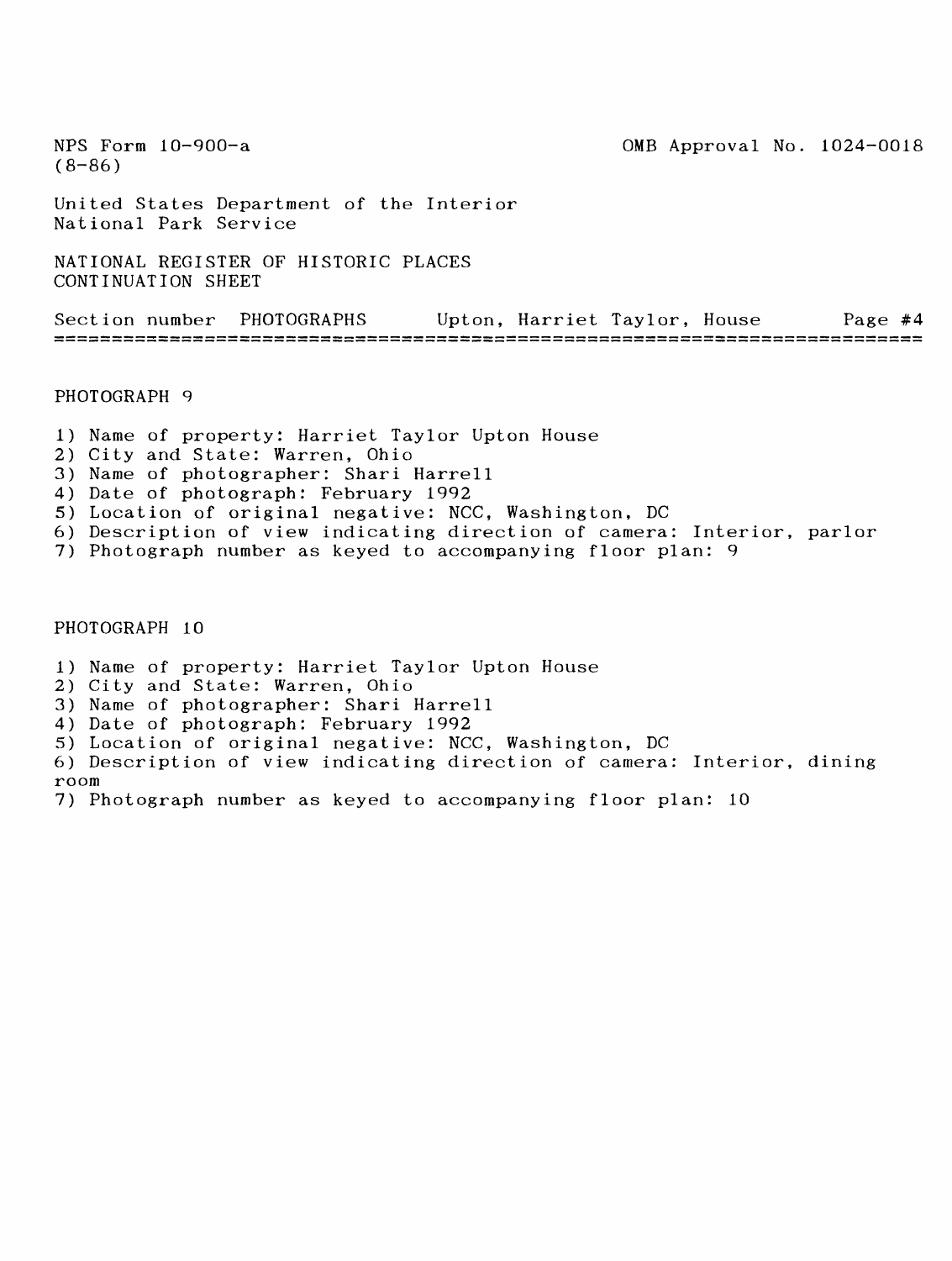NPS Form 10-900-a
(8-86)

OMB Approval No. 1024-0018

United States Department of the Interior
National Park Service

NATIONAL REGISTER OF HISTORIC PLACES
CONTINUATION SHEET

Section number PHOTOGRAPHS Upton, Harriet Taylor, House Page #4

PHOTOGRAPH 9

1) Name of property: Harriet Taylor Upton House
2) City and State: Warren, Ohio
3) Name of photographer: Shari Harrell
4) Date of photograph: February 1992
5) Location of original negative: NCC, Washington, DC
6) Description of view indicating direction of camera: Interior, parlor
7) Photograph number as keyed to accompanying floor plan: 9

PHOTOGRAPH 10

1) Name of property: Harriet Taylor Upton House
2) City and State: Warren, Ohio
3) Name of photographer: Shari Harrell
4) Date of photograph: February 1992
5) Location of original negative: NCC, Washington, DC
6) Description of view indicating direction of camera: Interior, dining room
7) Photograph number as keyed to accompanying floor plan: 10